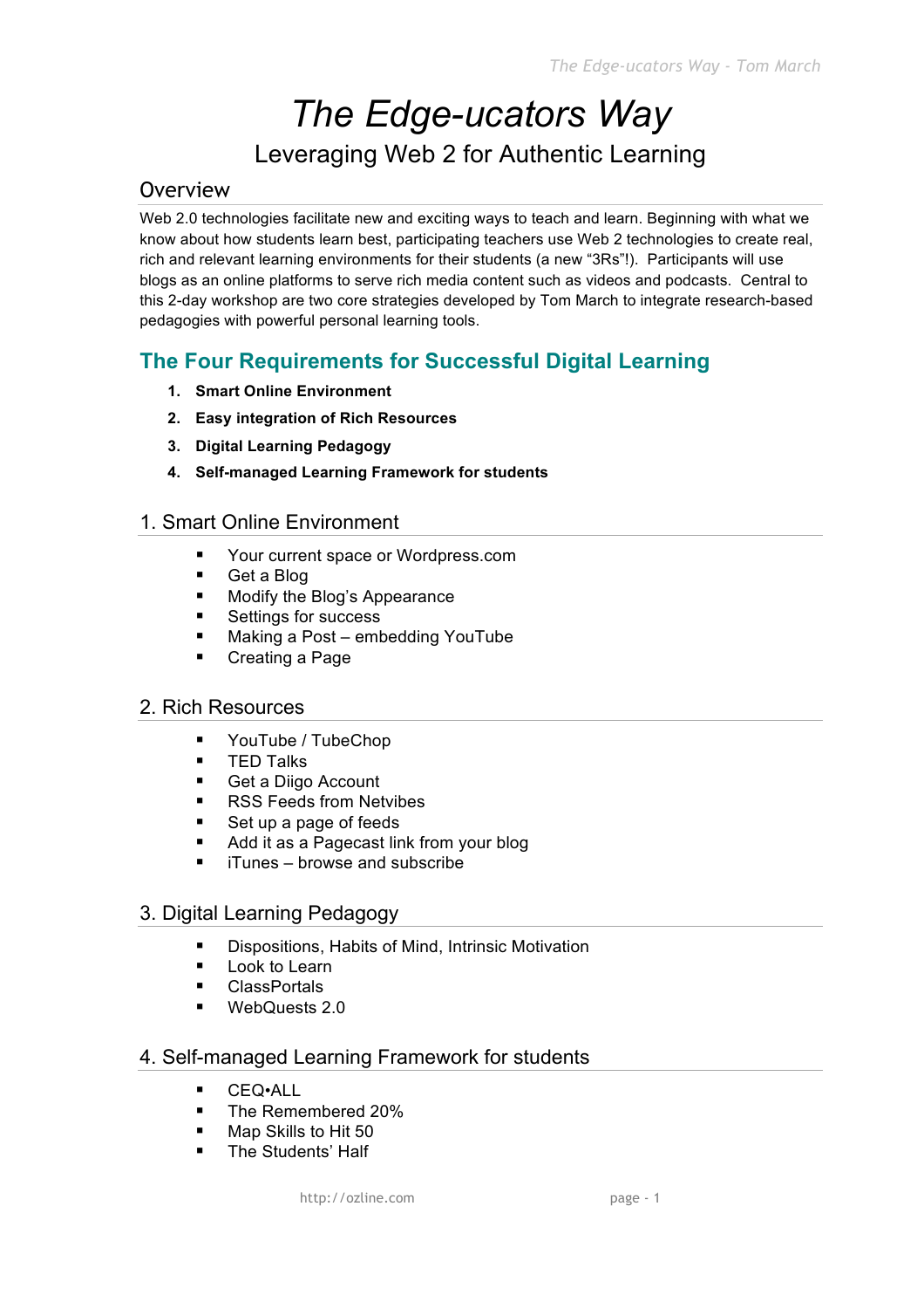# *The Edge-ucators Way*

Leveraging Web 2 for Authentic Learning

## Overview

Web 2.0 technologies facilitate new and exciting ways to teach and learn. Beginning with what we know about how students learn best, participating teachers use Web 2 technologies to create real, rich and relevant learning environments for their students (a new "3Rs"!). Participants will use blogs as an online platforms to serve rich media content such as videos and podcasts. Central to this 2-day workshop are two core strategies developed by Tom March to integrate research-based pedagogies with powerful personal learning tools.

## The Four Requirements for Successful Digital Learning

1. **Smart Online Environment**
2. **Easy integration of Rich Resources**
3. **Digital Learning Pedagogy**
4. **Self-managed Learning Framework for students**

## 1. Smart Online Environment

- Your current space or Wordpress.com
- Get a Blog
- Modify the Blog's Appearance
- Settings for success
- Making a Post – embedding YouTube
- Creating a Page

## 2. Rich Resources

- YouTube / TubeChop
- TED Talks
- Get a Diigo Account
- RSS Feeds from Netvibes
- Set up a page of feeds
- Add it as a Pagecast link from your blog
- iTunes – browse and subscribe

## 3. Digital Learning Pedagogy

- Dispositions, Habits of Mind, Intrinsic Motivation
- Look to Learn
- ClassPortals
- WebQuests 2.0

## 4. Self-managed Learning Framework for students

- CEQ•ALL
- The Remembered 20%
- Map Skills to Hit 50
- The Students' Half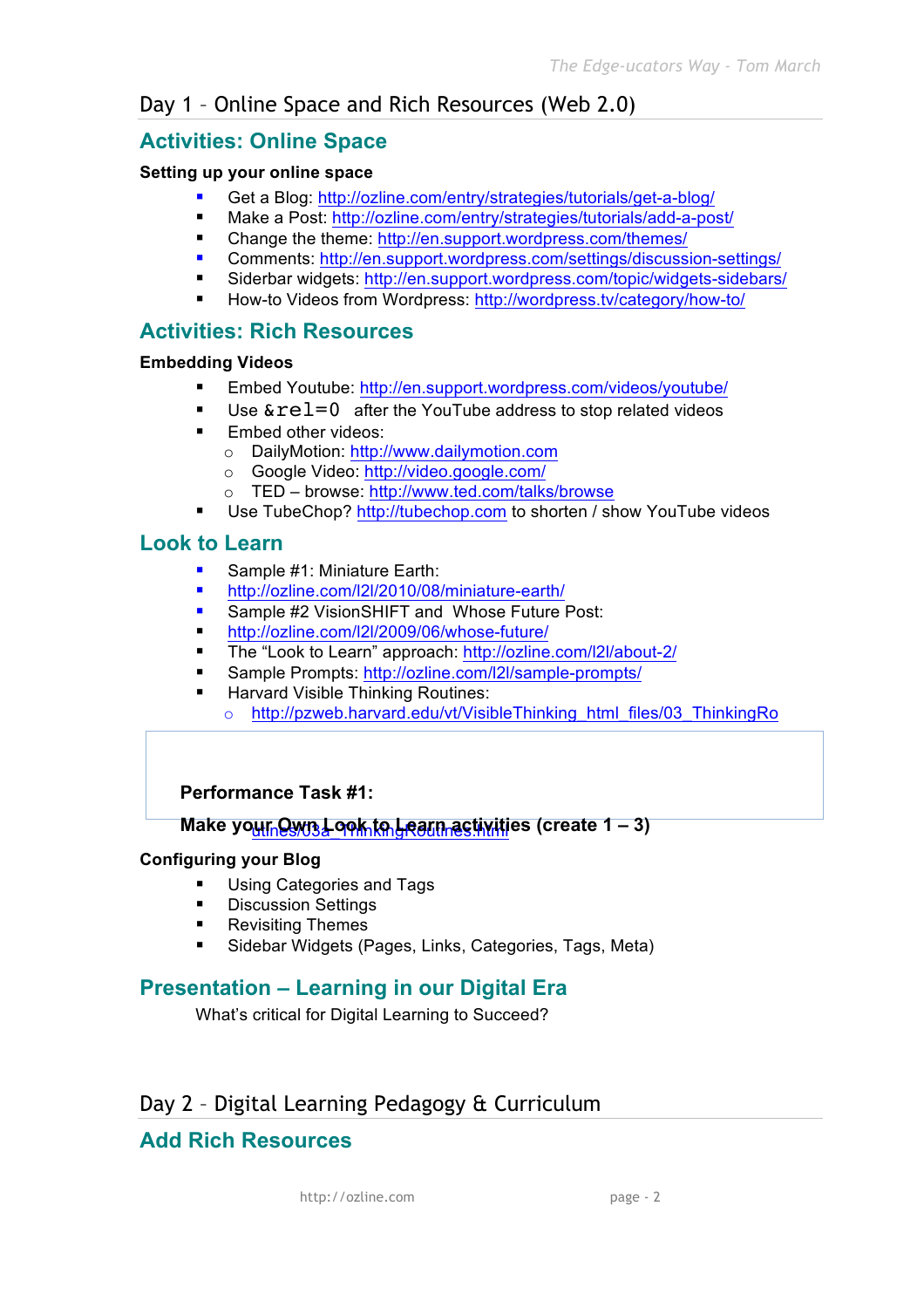## Day 1 – Online Space and Rich Resources (Web 2.0)

### Activities: Online Space

**Setting up your online space**

- Get a Blog: http://ozline.com/entry/strategies/tutorials/get-a-blog/
- Make a Post: http://ozline.com/entry/strategies/tutorials/add-a-post/
- Change the theme: http://en.support.wordpress.com/themes/
- Comments: http://en.support.wordpress.com/settings/discussion-settings/
- Siderbar widgets: http://en.support.wordpress.com/topic/widgets-sidebars/
- How-to Videos from Wordpress: http://wordpress.tv/category/how-to/

### Activities: Rich Resources

**Embedding Videos**

- Embed Youtube: http://en.support.wordpress.com/videos/youtube/
- Use `&rel=0` after the YouTube address to stop related videos
- Embed other videos:
    - DailyMotion: http://www.dailymotion.com
    - Google Video: http://video.google.com/
    - TED – browse: http://www.ted.com/talks/browse
- Use TubeChop? http://tubechop.com to shorten / show YouTube videos

### Look to Learn

- Sample #1: Miniature Earth:
- http://ozline.com/l2l/2010/08/miniature-earth/
- Sample #2 VisionSHIFT and Whose Future Post:
- http://ozline.com/l2l/2009/06/whose-future/
- The "Look to Learn" approach: http://ozline.com/l2l/about-2/
- Sample Prompts: http://ozline.com/l2l/sample-prompts/
- Harvard Visible Thinking Routines:
    - http://pzweb.harvard.edu/vt/VisibleThinking_html_files/03_ThinkingRoutines/03a_ThinkingRoutines.html

**Performance Task #1:**

**Make your Own Look to Learn activities (create 1 – 3)**

**Configuring your Blog**

- Using Categories and Tags
- Discussion Settings
- Revisiting Themes
- Sidebar Widgets (Pages, Links, Categories, Tags, Meta)

### Presentation – Learning in our Digital Era

What's critical for Digital Learning to Succeed?

## Day 2 – Digital Learning Pedagogy & Curriculum

### Add Rich Resources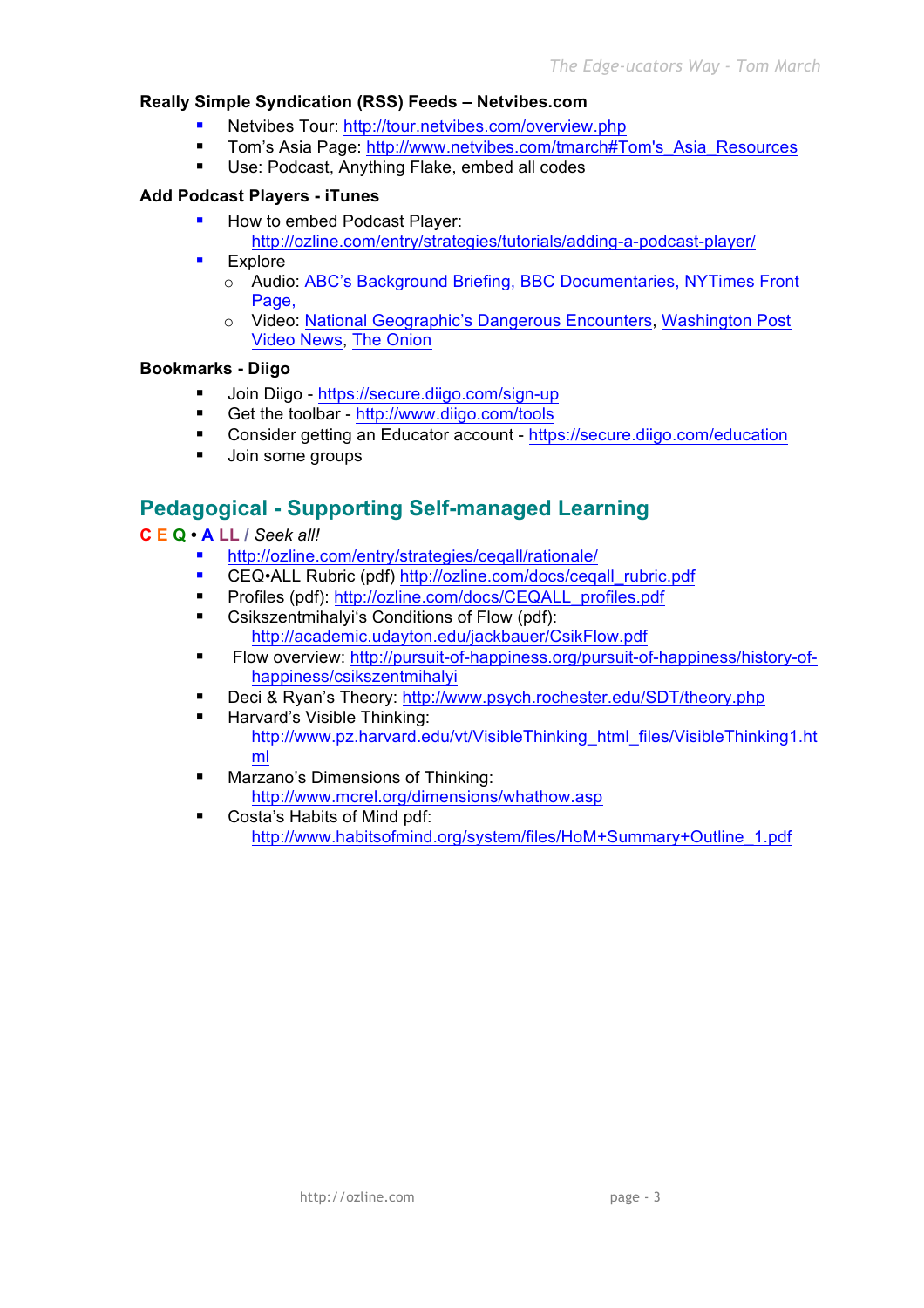### Really Simple Syndication (RSS) Feeds – Netvibes.com

- Netvibes Tour: http://tour.netvibes.com/overview.php
- Tom's Asia Page: http://www.netvibes.com/tmarch#Tom's_Asia_Resources
- Use: Podcast, Anything Flake, embed all codes

### Add Podcast Players - iTunes

- How to embed Podcast Player:
  http://ozline.com/entry/strategies/tutorials/adding-a-podcast-player/
- Explore
  - Audio: ABC's Background Briefing, BBC Documentaries, NYTimes Front Page,
  - Video: National Geographic's Dangerous Encounters, Washington Post Video News, The Onion

### Bookmarks - Diigo

- Join Diigo - https://secure.diigo.com/sign-up
- Get the toolbar - http://www.diigo.com/tools
- Consider getting an Educator account - https://secure.diigo.com/education
- Join some groups

## Pedagogical - Supporting Self-managed Learning

**C E Q • A LL** / *Seek all!*

- http://ozline.com/entry/strategies/ceqall/rationale/
- CEQ•ALL Rubric (pdf) http://ozline.com/docs/ceqall_rubric.pdf
- Profiles (pdf): http://ozline.com/docs/CEQALL_profiles.pdf
- Csikszentmihalyi's Conditions of Flow (pdf):
  http://academic.udayton.edu/jackbauer/CsikFlow.pdf
- Flow overview: http://pursuit-of-happiness.org/pursuit-of-happiness/history-of-happiness/csikszentmihalyi
- Deci & Ryan's Theory: http://www.psych.rochester.edu/SDT/theory.php
- Harvard's Visible Thinking:
  http://www.pz.harvard.edu/vt/VisibleThinking_html_files/VisibleThinking1.html
- Marzano's Dimensions of Thinking:
  http://www.mcrel.org/dimensions/whathow.asp
- Costa's Habits of Mind pdf:
  http://www.habitsofmind.org/system/files/HoM+Summary+Outline_1.pdf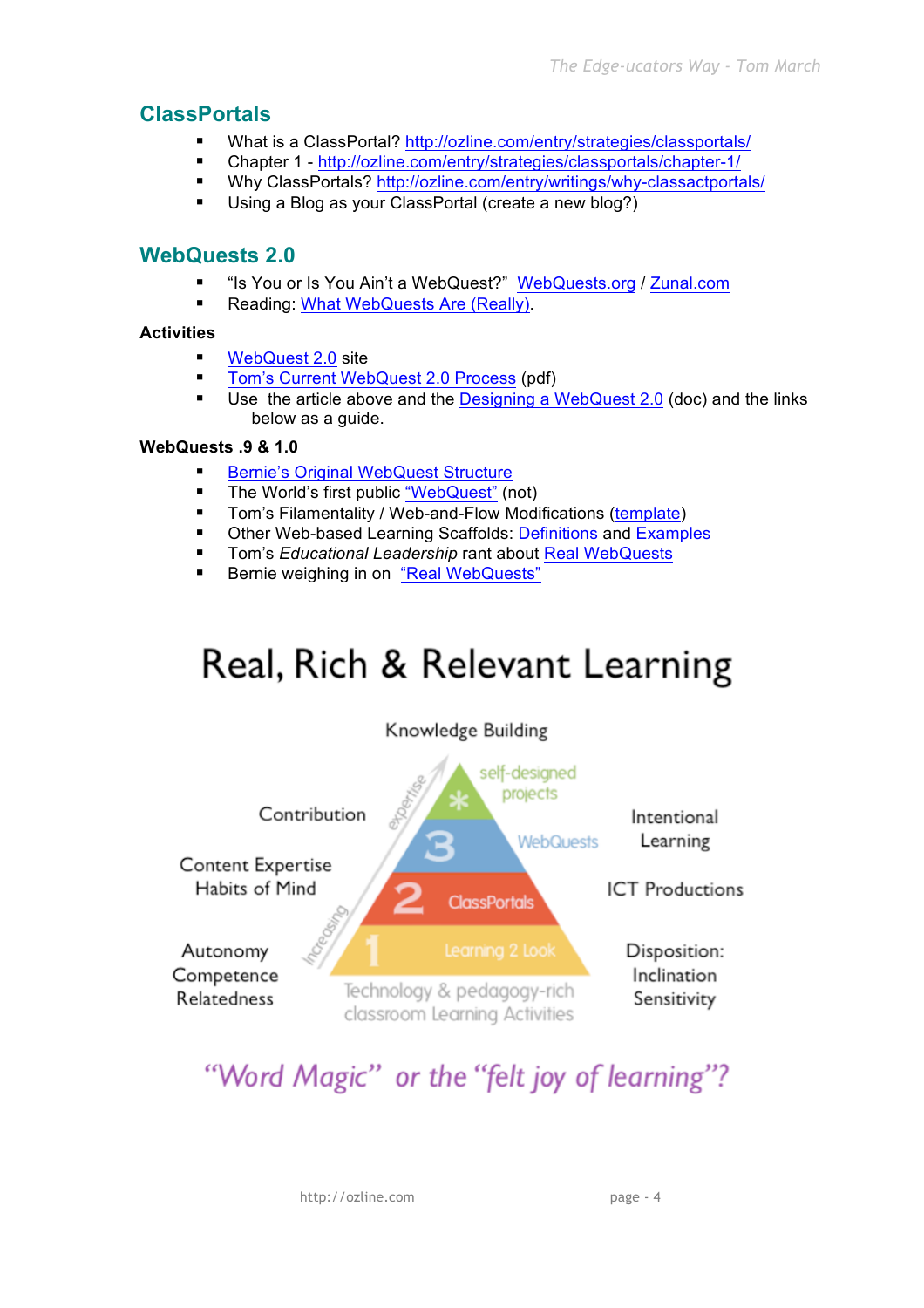## ClassPortals

- What is a ClassPortal? http://ozline.com/entry/strategies/classportals/
- Chapter 1 - http://ozline.com/entry/strategies/classportals/chapter-1/
- Why ClassPortals? http://ozline.com/entry/writings/why-classactportals/
- Using a Blog as your ClassPortal (create a new blog?)

## WebQuests 2.0

- "Is You or Is You Ain't a WebQuest?" WebQuests.org / Zunal.com
- Reading: What WebQuests Are (Really).

### Activities

- WebQuest 2.0 site
- Tom's Current WebQuest 2.0 Process (pdf)
- Use the article above and the Designing a WebQuest 2.0 (doc) and the links below as a guide.

### WebQuests .9 & 1.0

- Bernie's Original WebQuest Structure
- The World's first public "WebQuest" (not)
- Tom's Filamentality / Web-and-Flow Modifications (template)
- Other Web-based Learning Scaffolds: Definitions and Examples
- Tom's *Educational Leadership* rant about Real WebQuests
- Bernie weighing in on "Real WebQuests"

# Real, Rich & Relevant Learning

Knowledge Building

| Left | Level | Right |
|---|---|---|
| Contribution | * self-designed projects | Intentional Learning |
| Content Expertise, Habits of Mind | 3 WebQuests | ICT Productions |
| | 2 ClassPortals | |
| Autonomy, Competence, Relatedness | 1 Learning 2 Look | Disposition: Inclination, Sensitivity |

Increasing expertise

Technology & pedagogy-rich classroom Learning Activities

*"Word Magic" or the "felt joy of learning"?*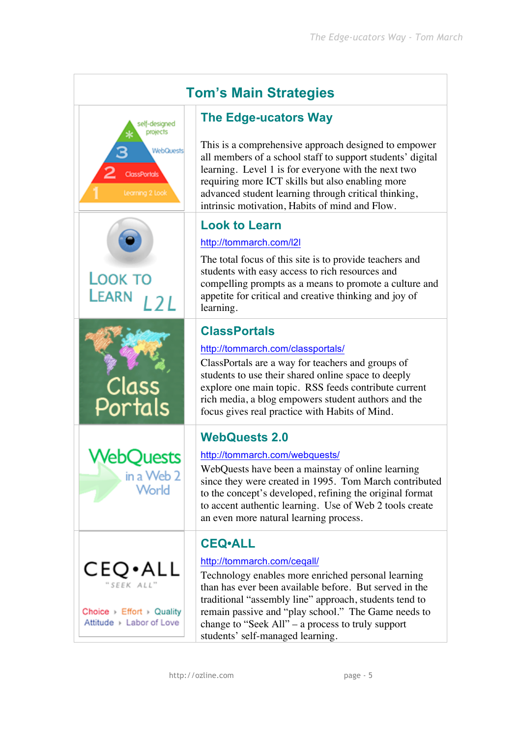## Tom's Main Strategies

### The Edge-ucators Way

This is a comprehensive approach designed to empower all members of a school staff to support students' digital learning. Level 1 is for everyone with the next two requiring more ICT skills but also enabling more advanced student learning through critical thinking, intrinsic motivation, Habits of mind and Flow.

### Look to Learn

http://tommarch.com/l2l

The total focus of this site is to provide teachers and students with easy access to rich resources and compelling prompts as a means to promote a culture and appetite for critical and creative thinking and joy of learning.

### ClassPortals

http://tommarch.com/classportals/

ClassPortals are a way for teachers and groups of students to use their shared online space to deeply explore one main topic. RSS feeds contribute current rich media, a blog empowers student authors and the focus gives real practice with Habits of Mind.

### WebQuests 2.0

http://tommarch.com/webquests/

WebQuests have been a mainstay of online learning since they were created in 1995. Tom March contributed to the concept's developed, refining the original format to accent authentic learning. Use of Web 2 tools create an even more natural learning process.

### CEQ•ALL

http://tommarch.com/ceqall/

Technology enables more enriched personal learning than has ever been available before. But served in the traditional "assembly line" approach, students tend to remain passive and "play school." The Game needs to change to "Seek All" – a process to truly support students' self-managed learning.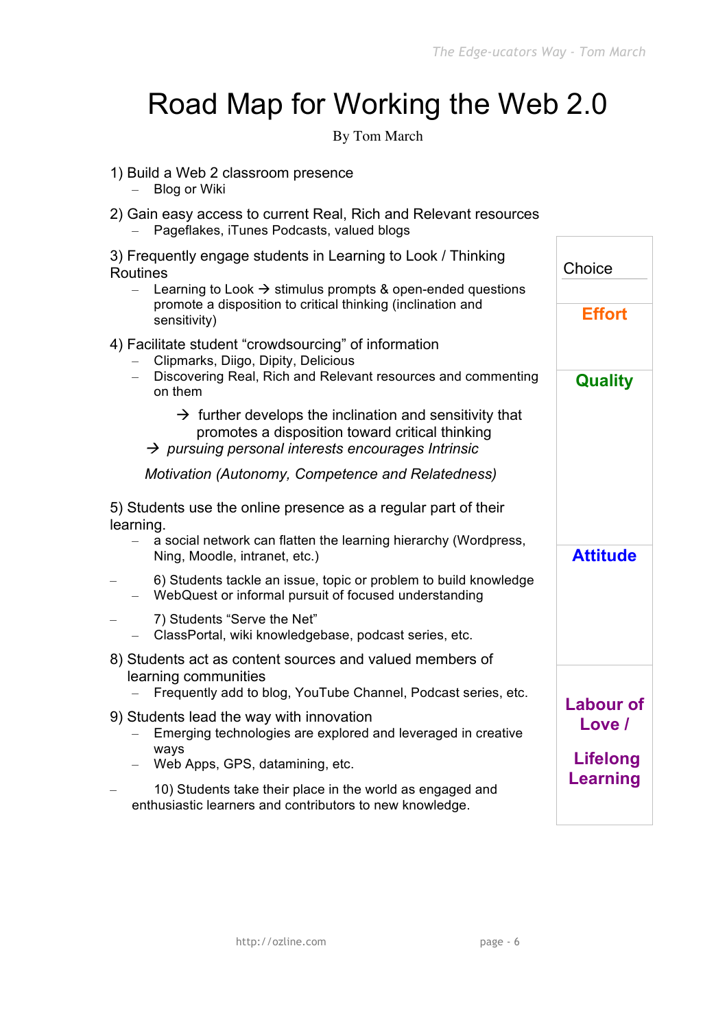# Road Map for Working the Web 2.0

By Tom March

1) Build a Web 2 classroom presence
   - Blog or Wiki

2) Gain easy access to current Real, Rich and Relevant resources
   - Pageflakes, iTunes Podcasts, valued blogs

3) Frequently engage students in Learning to Look / Thinking Routines
   - Learning to Look → stimulus prompts & open-ended questions promote a disposition to critical thinking (inclination and sensitivity)

4) Facilitate student "crowdsourcing" of information
   - Clipmarks, Diigo, Dipity, Delicious
   - Discovering Real, Rich and Relevant resources and commenting on them

   → further develops the inclination and sensitivity that promotes a disposition toward critical thinking

   → *pursuing personal interests encourages Intrinsic Motivation (Autonomy, Competence and Relatedness)*

5) Students use the online presence as a regular part of their learning.
   - a social network can flatten the learning hierarchy (Wordpress, Ning, Moodle, intranet, etc.)

6) Students tackle an issue, topic or problem to build knowledge
   - WebQuest or informal pursuit of focused understanding

7) Students "Serve the Net"
   - ClassPortal, wiki knowledgebase, podcast series, etc.

8) Students act as content sources and valued members of learning communities
   - Frequently add to blog, YouTube Channel, Podcast series, etc.

9) Students lead the way with innovation
   - Emerging technologies are explored and leveraged in creative ways
   - Web Apps, GPS, datamining, etc.

10) Students take their place in the world as engaged and enthusiastic learners and contributors to new knowledge.

| |
|---|
| Choice |
| **Effort** |
| **Quality** |
| **Attitude** |
| **Labour of Love / Lifelong Learning** |